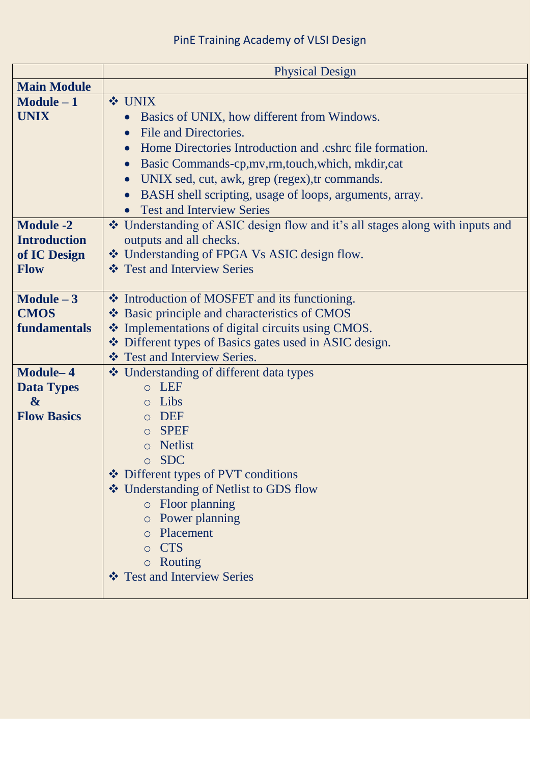PinE Training Academy of VLSI Design

| | Physical Design |
|---|---|
| **Main Module** | |
| **Module – 1 UNIX** | ❖ UNIX<br>• Basics of UNIX, how different from Windows.<br>• File and Directories.<br>• Home Directories Introduction and .cshrc file formation.<br>• Basic Commands-cp,mv,rm,touch,which, mkdir,cat<br>• UNIX sed, cut, awk, grep (regex),tr commands.<br>• BASH shell scripting, usage of loops, arguments, array.<br>• Test and Interview Series |
| **Module -2 Introduction of IC Design Flow** | ❖ Understanding of ASIC design flow and it's all stages along with inputs and outputs and all checks.<br>❖ Understanding of FPGA Vs ASIC design flow.<br>❖ Test and Interview Series |
| **Module – 3 CMOS fundamentals** | ❖ Introduction of MOSFET and its functioning.<br>❖ Basic principle and characteristics of CMOS<br>❖ Implementations of digital circuits using CMOS.<br>❖ Different types of Basics gates used in ASIC design.<br>❖ Test and Interview Series. |
| **Module– 4 Data Types & Flow Basics** | ❖ Understanding of different data types<br>○ LEF<br>○ Libs<br>○ DEF<br>○ SPEF<br>○ Netlist<br>○ SDC<br>❖ Different types of PVT conditions<br>❖ Understanding of Netlist to GDS flow<br>○ Floor planning<br>○ Power planning<br>○ Placement<br>○ CTS<br>○ Routing<br>❖ Test and Interview Series |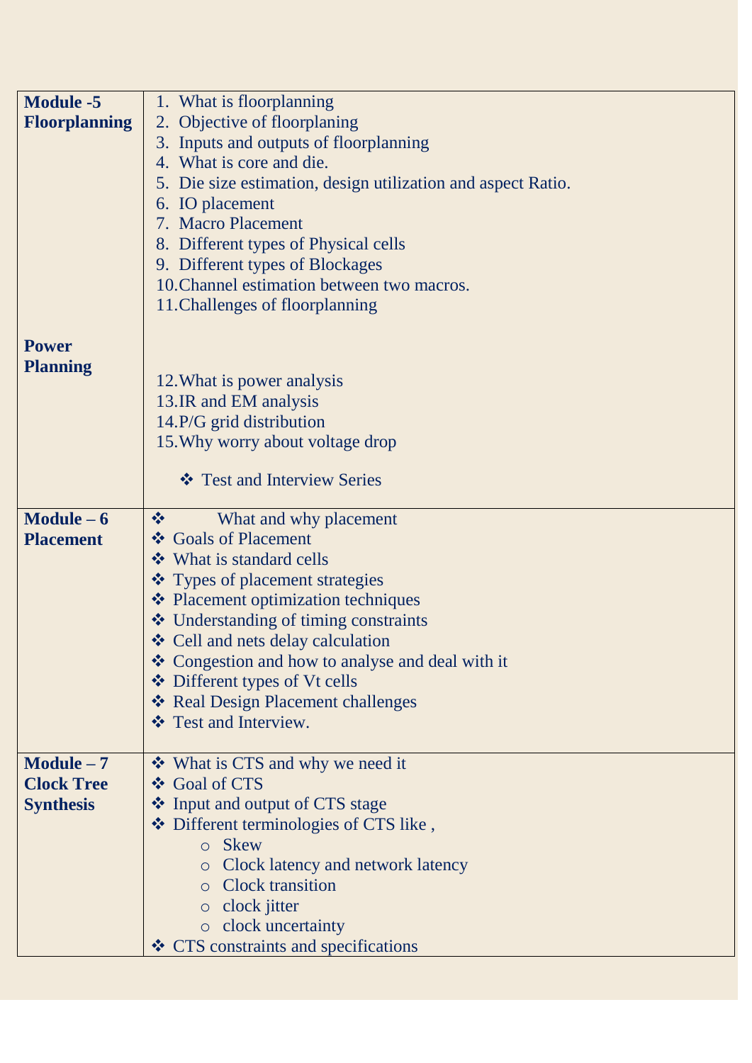| | |
|---|---|
| **Module -5 Floorplanning** | 1. What is floorplanning<br>2. Objective of floorplaning<br>3. Inputs and outputs of floorplaning<br>4. What is core and die.<br>5. Die size estimation, design utilization and aspect Ratio.<br>6. IO placement<br>7. Macro Placement<br>8. Different types of Physical cells<br>9. Different types of Blockages<br>10. Channel estimation between two macros.<br>11. Challenges of floorplanning |
| **Power Planning** | 12. What is power analysis<br>13. IR and EM analysis<br>14. P/G grid distribution<br>15. Why worry about voltage drop<br><br>❖ Test and Interview Series |
| **Module – 6 Placement** | ❖ What and why placement<br>❖ Goals of Placement<br>❖ What is standard cells<br>❖ Types of placement strategies<br>❖ Placement optimization techniques<br>❖ Understanding of timing constraints<br>❖ Cell and nets delay calculation<br>❖ Congestion and how to analyse and deal with it<br>❖ Different types of Vt cells<br>❖ Real Design Placement challenges<br>❖ Test and Interview. |
| **Module – 7 Clock Tree Synthesis** | ❖ What is CTS and why we need it<br>❖ Goal of CTS<br>❖ Input and output of CTS stage<br>❖ Different terminologies of CTS like ,<br>&nbsp;&nbsp;&nbsp;&nbsp;○ Skew<br>&nbsp;&nbsp;&nbsp;&nbsp;○ Clock latency and network latency<br>&nbsp;&nbsp;&nbsp;&nbsp;○ Clock transition<br>&nbsp;&nbsp;&nbsp;&nbsp;○ clock jitter<br>&nbsp;&nbsp;&nbsp;&nbsp;○ clock uncertainty<br>❖ CTS constraints and specifications |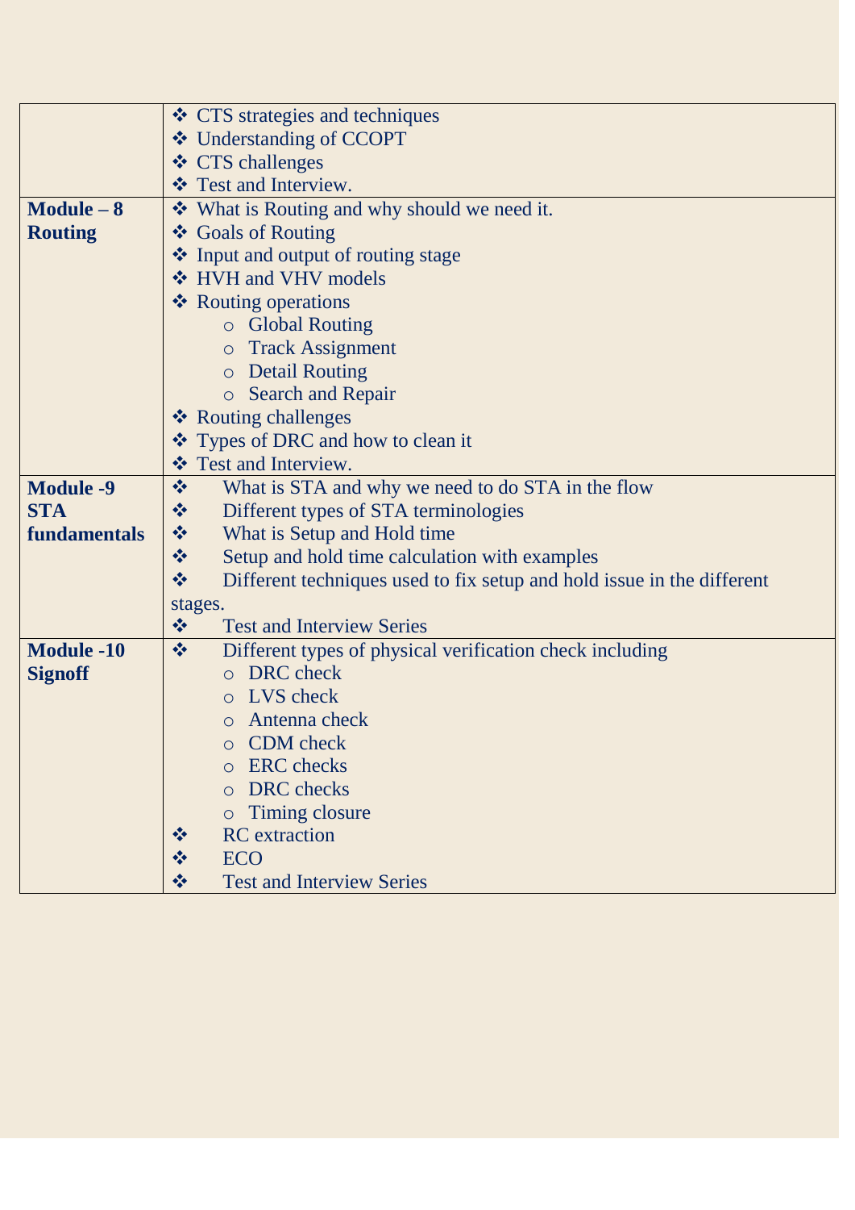| | |
|---|---|
| | ❖ CTS strategies and techniques<br>❖ Understanding of CCOPT<br>❖ CTS challenges<br>❖ Test and Interview. |
| **Module – 8**<br>**Routing** | ❖ What is Routing and why should we need it.<br>❖ Goals of Routing<br>❖ Input and output of routing stage<br>❖ HVH and VHV models<br>❖ Routing operations<br>○ Global Routing<br>○ Track Assignment<br>○ Detail Routing<br>○ Search and Repair<br>❖ Routing challenges<br>❖ Types of DRC and how to clean it<br>❖ Test and Interview. |
| **Module -9**<br>**STA fundamentals** | ❖ What is STA and why we need to do STA in the flow<br>❖ Different types of STA terminologies<br>❖ What is Setup and Hold time<br>❖ Setup and hold time calculation with examples<br>❖ Different techniques used to fix setup and hold issue in the different stages.<br>❖ Test and Interview Series |
| **Module -10**<br>**Signoff** | ❖ Different types of physical verification check including<br>○ DRC check<br>○ LVS check<br>○ Antenna check<br>○ CDM check<br>○ ERC checks<br>○ DRC checks<br>○ Timing closure<br>❖ RC extraction<br>❖ ECO<br>❖ Test and Interview Series |